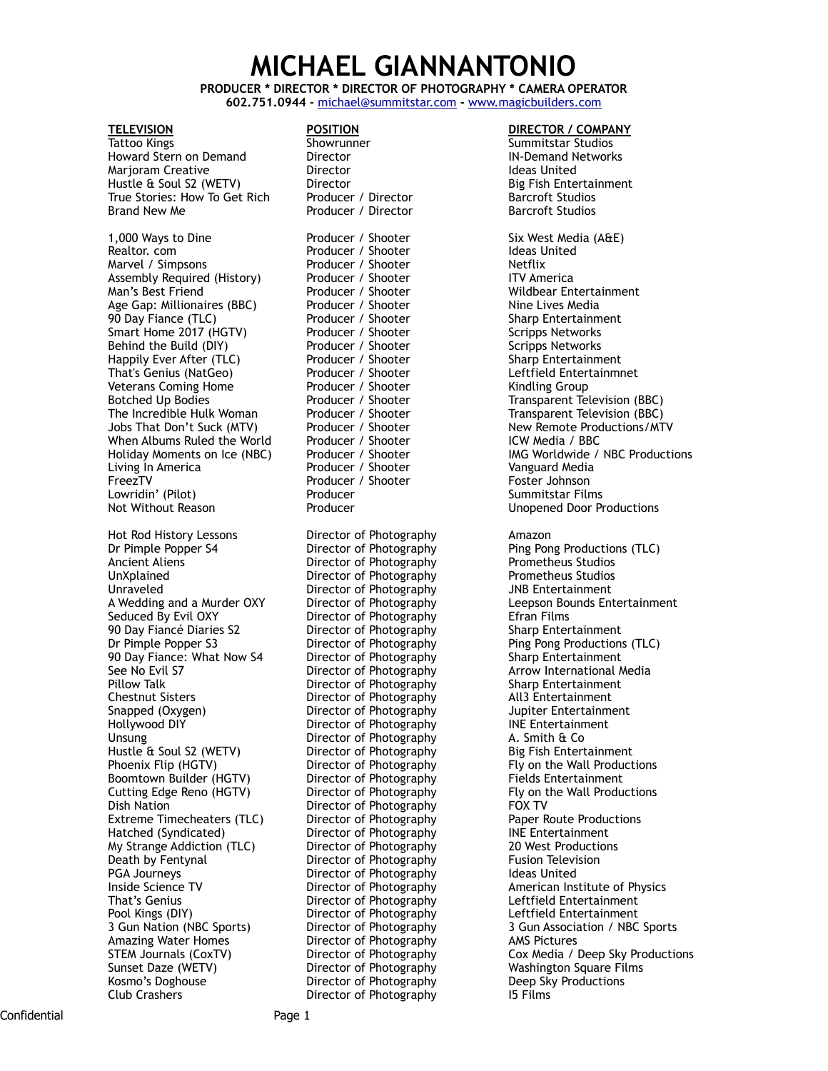# MICHAEL GIANNANTONIO

**PRODUCER * DIRECTOR * DIRECTOR OF PHOTOGRAPHY * CAMERA OPERATOR**
**602.751.0944 - [michael@summitstar.com](mailto:michael@summitstar.com) - [www.magicbuilders.com](http://www.magicbuilders.com)**

| TELEVISION | POSITION | DIRECTOR / COMPANY |
|---|---|---|
| Tattoo Kings | Showrunner | Summitstar Studios |
| Howard Stern on Demand | Director | IN-Demand Networks |
| Marjoram Creative | Director | Ideas United |
| Hustle & Soul S2 (WETV) | Director | Big Fish Entertainment |
| True Stories: How To Get Rich | Producer / Director | Barcroft Studios |
| Brand New Me | Producer / Director | Barcroft Studios |
| | | |
| 1,000 Ways to Dine | Producer / Shooter | Six West Media (A&E) |
| Realtor. com | Producer / Shooter | Ideas United |
| Marvel / Simpsons | Producer / Shooter | Netflix |
| Assembly Required (History) | Producer / Shooter | ITV America |
| Man's Best Friend | Producer / Shooter | Wildbear Entertainment |
| Age Gap: Millionaires (BBC) | Producer / Shooter | Nine Lives Media |
| 90 Day Fiance (TLC) | Producer / Shooter | Sharp Entertainment |
| Smart Home 2017 (HGTV) | Producer / Shooter | Scripps Networks |
| Behind the Build (DIY) | Producer / Shooter | Scripps Networks |
| Happily Ever After (TLC) | Producer / Shooter | Sharp Entertainment |
| That's Genius (NatGeo) | Producer / Shooter | Leftfield Entertainmnet |
| Veterans Coming Home | Producer / Shooter | Kindling Group |
| Botched Up Bodies | Producer / Shooter | Transparent Television (BBC) |
| The Incredible Hulk Woman | Producer / Shooter | Transparent Television (BBC) |
| Jobs That Don't Suck (MTV) | Producer / Shooter | New Remote Productions/MTV |
| When Albums Ruled the World | Producer / Shooter | ICW Media / BBC |
| Holiday Moments on Ice (NBC) | Producer / Shooter | IMG Worldwide / NBC Productions |
| Living In America | Producer / Shooter | Vanguard Media |
| FreezTV | Producer / Shooter | Foster Johnson |
| Lowridin' (Pilot) | Producer | Summitstar Films |
| Not Without Reason | Producer | Unopened Door Productions |
| | | |
| Hot Rod History Lessons | Director of Photography | Amazon |
| Dr Pimple Popper S4 | Director of Photography | Ping Pong Productions (TLC) |
| Ancient Aliens | Director of Photography | Prometheus Studios |
| UnXplained | Director of Photography | Prometheus Studios |
| Unraveled | Director of Photography | JNB Entertainment |
| A Wedding and a Murder OXY | Director of Photography | Leepson Bounds Entertainment |
| Seduced By Evil OXY | Director of Photography | Efran Films |
| 90 Day Fiancé Diaries S2 | Director of Photography | Sharp Entertainment |
| Dr Pimple Popper S3 | Director of Photography | Ping Pong Productions (TLC) |
| 90 Day Fiance: What Now S4 | Director of Photography | Sharp Entertainment |
| See No Evil S7 | Director of Photography | Arrow International Media |
| Pillow Talk | Director of Photography | Sharp Entertainment |
| Chestnut Sisters | Director of Photography | All3 Entertainment |
| Snapped (Oxygen) | Director of Photography | Jupiter Entertainment |
| Hollywood DIY | Director of Photography | INE Entertainment |
| Unsung | Director of Photography | A. Smith & Co |
| Hustle & Soul S2 (WETV) | Director of Photography | Big Fish Entertainment |
| Phoenix Flip (HGTV) | Director of Photography | Fly on the Wall Productions |
| Boomtown Builder (HGTV) | Director of Photography | Fields Entertainment |
| Cutting Edge Reno (HGTV) | Director of Photography | Fly on the Wall Productions |
| Dish Nation | Director of Photography | FOX TV |
| Extreme Timecheaters (TLC) | Director of Photography | Paper Route Productions |
| Hatched (Syndicated) | Director of Photography | INE Entertainment |
| My Strange Addiction (TLC) | Director of Photography | 20 West Productions |
| Death by Fentynal | Director of Photography | Fusion Television |
| PGA Journeys | Director of Photography | Ideas United |
| Inside Science TV | Director of Photography | American Institute of Physics |
| That's Genius | Director of Photography | Leftfield Entertainment |
| Pool Kings (DIY) | Director of Photography | Leftfield Entertainment |
| 3 Gun Nation (NBC Sports) | Director of Photography | 3 Gun Association / NBC Sports |
| Amazing Water Homes | Director of Photography | AMS Pictures |
| STEM Journals (CoxTV) | Director of Photography | Cox Media / Deep Sky Productions |
| Sunset Daze (WETV) | Director of Photography | Washington Square Films |
| Kosmo's Doghouse | Director of Photography | Deep Sky Productions |
| Club Crashers | Director of Photography | I5 Films |

Confidential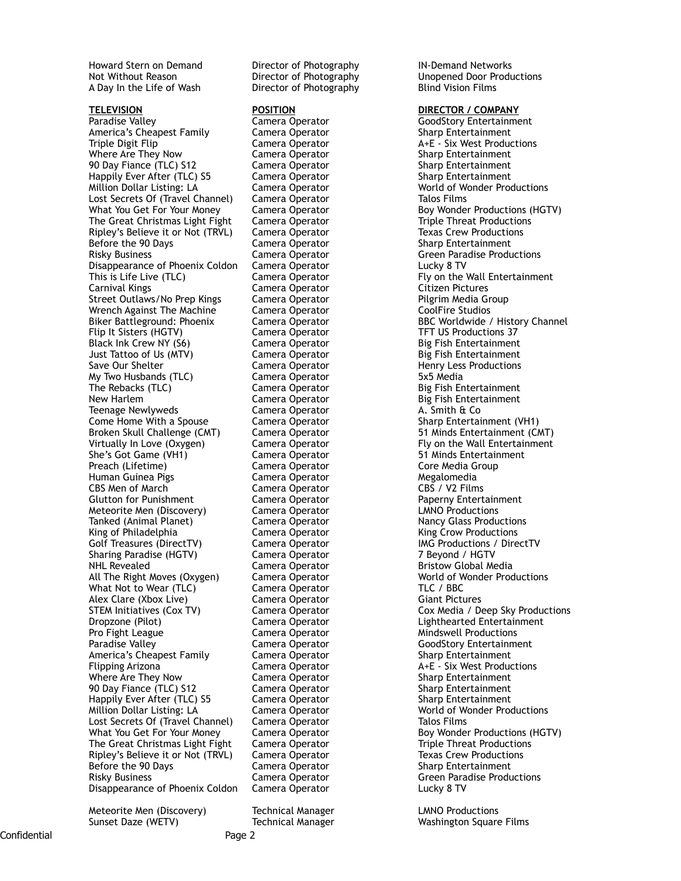| | | |
|---|---|---|
| Howard Stern on Demand | Director of Photography | IN-Demand Networks |
| Not Without Reason | Director of Photography | Unopened Door Productions |
| A Day In the Life of Wash | Director of Photography | Blind Vision Films |

| **TELEVISION** | **POSITION** | **DIRECTOR / COMPANY** |
|---|---|---|
| Paradise Valley | Camera Operator | GoodStory Entertainment |
| America's Cheapest Family | Camera Operator | Sharp Entertainment |
| Triple Digit Flip | Camera Operator | A+E - Six West Productions |
| Where Are They Now | Camera Operator | Sharp Entertainment |
| 90 Day Fiance (TLC) S12 | Camera Operator | Sharp Entertainment |
| Happily Ever After (TLC) S5 | Camera Operator | Sharp Entertainment |
| Million Dollar Listing: LA | Camera Operator | World of Wonder Productions |
| Lost Secrets Of (Travel Channel) | Camera Operator | Talos Films |
| What You Get For Your Money | Camera Operator | Boy Wonder Productions (HGTV) |
| The Great Christmas Light Fight | Camera Operator | Triple Threat Productions |
| Ripley's Believe it or Not (TRVL) | Camera Operator | Texas Crew Productions |
| Before the 90 Days | Camera Operator | Sharp Entertainment |
| Risky Business | Camera Operator | Green Paradise Productions |
| Disappearance of Phoenix Coldon | Camera Operator | Lucky 8 TV |
| This is Life Live (TLC) | Camera Operator | Fly on the Wall Entertainment |
| Carnival Kings | Camera Operator | Citizen Pictures |
| Street Outlaws/No Prep Kings | Camera Operator | Pilgrim Media Group |
| Wrench Against The Machine | Camera Operator | CoolFire Studios |
| Biker Battleground: Phoenix | Camera Operator | BBC Worldwide / History Channel |
| Flip It Sisters (HGTV) | Camera Operator | TFT US Productions 37 |
| Black Ink Crew NY (S6) | Camera Operator | Big Fish Entertainment |
| Just Tattoo of Us (MTV) | Camera Operator | Big Fish Entertainment |
| Save Our Shelter | Camera Operator | Henry Less Productions |
| My Two Husbands (TLC) | Camera Operator | 5x5 Media |
| The Rebacks (TLC) | Camera Operator | Big Fish Entertainment |
| New Harlem | Camera Operator | Big Fish Entertainment |
| Teenage Newlyweds | Camera Operator | A. Smith & Co |
| Come Home With a Spouse | Camera Operator | Sharp Entertainment (VH1) |
| Broken Skull Challenge (CMT) | Camera Operator | 51 Minds Entertainment (CMT) |
| Virtually In Love (Oxygen) | Camera Operator | Fly on the Wall Entertainment |
| She's Got Game (VH1) | Camera Operator | 51 Minds Entertainment |
| Preach (Lifetime) | Camera Operator | Core Media Group |
| Human Guinea Pigs | Camera Operator | Megalomedia |
| CBS Men of March | Camera Operator | CBS / V2 Films |
| Glutton for Punishment | Camera Operator | Paperny Entertainment |
| Meteorite Men (Discovery) | Camera Operator | LMNO Productions |
| Tanked (Animal Planet) | Camera Operator | Nancy Glass Productions |
| King of Philadelphia | Camera Operator | King Crow Productions |
| Golf Treasures (DirectTV) | Camera Operator | IMG Productions / DirectTV |
| Sharing Paradise (HGTV) | Camera Operator | 7 Beyond / HGTV |
| NHL Revealed | Camera Operator | Bristow Global Media |
| All The Right Moves (Oxygen) | Camera Operator | World of Wonder Productions |
| What Not to Wear (TLC) | Camera Operator | TLC / BBC |
| Alex Clare (Xbox Live) | Camera Operator | Giant Pictures |
| STEM Initiatives (Cox TV) | Camera Operator | Cox Media / Deep Sky Productions |
| Dropzone (Pilot) | Camera Operator | Lighthearted Entertainment |
| Pro Fight League | Camera Operator | Mindswell Productions |
| Paradise Valley | Camera Operator | GoodStory Entertainment |
| America's Cheapest Family | Camera Operator | Sharp Entertainment |
| Flipping Arizona | Camera Operator | A+E - Six West Productions |
| Where Are They Now | Camera Operator | Sharp Entertainment |
| 90 Day Fiance (TLC) S12 | Camera Operator | Sharp Entertainment |
| Happily Ever After (TLC) S5 | Camera Operator | Sharp Entertainment |
| Million Dollar Listing: LA | Camera Operator | World of Wonder Productions |
| Lost Secrets Of (Travel Channel) | Camera Operator | Talos Films |
| What You Get For Your Money | Camera Operator | Boy Wonder Productions (HGTV) |
| The Great Christmas Light Fight | Camera Operator | Triple Threat Productions |
| Ripley's Believe it or Not (TRVL) | Camera Operator | Texas Crew Productions |
| Before the 90 Days | Camera Operator | Sharp Entertainment |
| Risky Business | Camera Operator | Green Paradise Productions |
| Disappearance of Phoenix Coldon | Camera Operator | Lucky 8 TV |

| | | |
|---|---|---|
| Meteorite Men (Discovery) | Technical Manager | LMNO Productions |
| Sunset Daze (WETV) | Technical Manager | Washington Square Films |

Confidential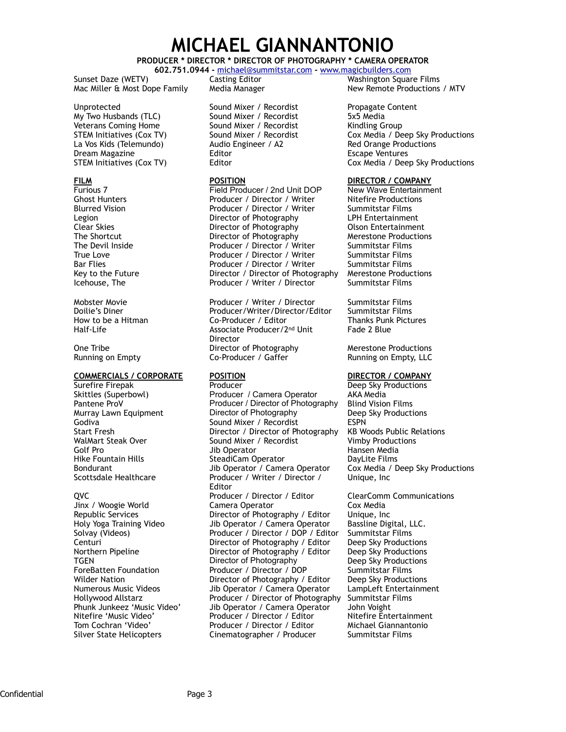# MICHAEL GIANNANTONIO

**PRODUCER * DIRECTOR * DIRECTOR OF PHOTOGRAPHY * CAMERA OPERATOR**

**602.751.0944** - michael@summitstar.com - www.magicbuilders.com

| | | |
|---|---|---|
| Sunset Daze (WETV) | Casting Editor | Washington Square Films |
| Mac Miller & Most Dope Family | Media Manager | New Remote Productions / MTV |
| | | |
| Unprotected | Sound Mixer / Recordist | Propagate Content |
| My Two Husbands (TLC) | Sound Mixer / Recordist | 5x5 Media |
| Veterans Coming Home | Sound Mixer / Recordist | Kindling Group |
| STEM Initiatives (Cox TV) | Sound Mixer / Recordist | Cox Media / Deep Sky Productions |
| La Vos Kids (Telemundo) | Audio Engineer / A2 | Red Orange Productions |
| Dream Magazine | Editor | Escape Ventures |
| STEM Initiatives (Cox TV) | Editor | Cox Media / Deep Sky Productions |

| **FILM** | **POSITION** | **DIRECTOR / COMPANY** |
|---|---|---|
| Furious 7 | Field Producer / 2nd Unit DOP | New Wave Entertainment |
| Ghost Hunters | Producer / Director / Writer | Nitefire Productions |
| Blurred Vision | Producer / Director / Writer | Summitstar Films |
| Legion | Director of Photography | LPH Entertainment |
| Clear Skies | Director of Photography | Olson Entertainment |
| The Shortcut | Director of Photography | Merestone Productions |
| The Devil Inside | Producer / Director / Writer | Summitstar Films |
| True Love | Producer / Director / Writer | Summitstar Films |
| Bar Flies | Producer / Director / Writer | Summitstar Films |
| Key to the Future | Director / Director of Photography | Merestone Productions |
| Icehouse, The | Producer / Writer / Director | Summitstar Films |
| | | |
| Mobster Movie | Producer / Writer / Director | Summitstar Films |
| Doilie's Diner | Producer/Writer/Director/Editor | Summitstar Films |
| How to be a Hitman | Co-Producer / Editor | Thanks Punk Pictures |
| Half-Life | Associate Producer/2nd Unit Director | Fade 2 Blue |
| One Tribe | Director of Photography | Merestone Productions |
| Running on Empty | Co-Producer / Gaffer | Running on Empty, LLC |

| **COMMERCIALS / CORPORATE** | **POSITION** | **DIRECTOR / COMPANY** |
|---|---|---|
| Surefire Firepak | Producer | Deep Sky Productions |
| Skittles (Superbowl) | Producer / Camera Operator | AKA Media |
| Pantene ProV | Producer / Director of Photography | Blind Vision Films |
| Murray Lawn Equipment | Director of Photography | Deep Sky Productions |
| Godiva | Sound Mixer / Recordist | ESPN |
| Start Fresh | Director / Director of Photography | KB Woods Public Relations |
| WalMart Steak Over | Sound Mixer / Recordist | Vimby Productions |
| Golf Pro | Jib Operator | Hansen Media |
| Hike Fountain Hills | SteadiCam Operator | DayLite Films |
| Bondurant | Jib Operator / Camera Operator | Cox Media / Deep Sky Productions |
| Scottsdale Healthcare | Producer / Writer / Director / Editor | Unique, Inc |
| QVC | Producer / Director / Editor | ClearComm Communications |
| Jinx / Woogie World | Camera Operator | Cox Media |
| Republic Services | Director of Photography / Editor | Unique, Inc |
| Holy Yoga Training Video | Jib Operator / Camera Operator | Bassline Digital, LLC. |
| Solvay (Videos) | Producer / Director / DOP / Editor | Summitstar Films |
| Centuri | Director of Photography / Editor | Deep Sky Productions |
| Northern Pipeline | Director of Photography / Editor | Deep Sky Productions |
| TGEN | Director of Photography | Deep Sky Productions |
| ForeBatten Foundation | Producer / Director / DOP | Summitstar Films |
| Wilder Nation | Director of Photography / Editor | Deep Sky Productions |
| Numerous Music Videos | Jib Operator / Camera Operator | LampLeft Entertainment |
| Hollywood Allstarz | Producer / Director of Photography | Summitstar Films |
| Phunk Junkeez 'Music Video' | Jib Operator / Camera Operator | John Voight |
| Nitefire 'Music Video' | Producer / Director / Editor | Nitefire Entertainment |
| Tom Cochran 'Video' | Producer / Director / Editor | Michael Giannantonio |
| Silver State Helicopters | Cinematographer / Producer | Summitstar Films |

Confidential